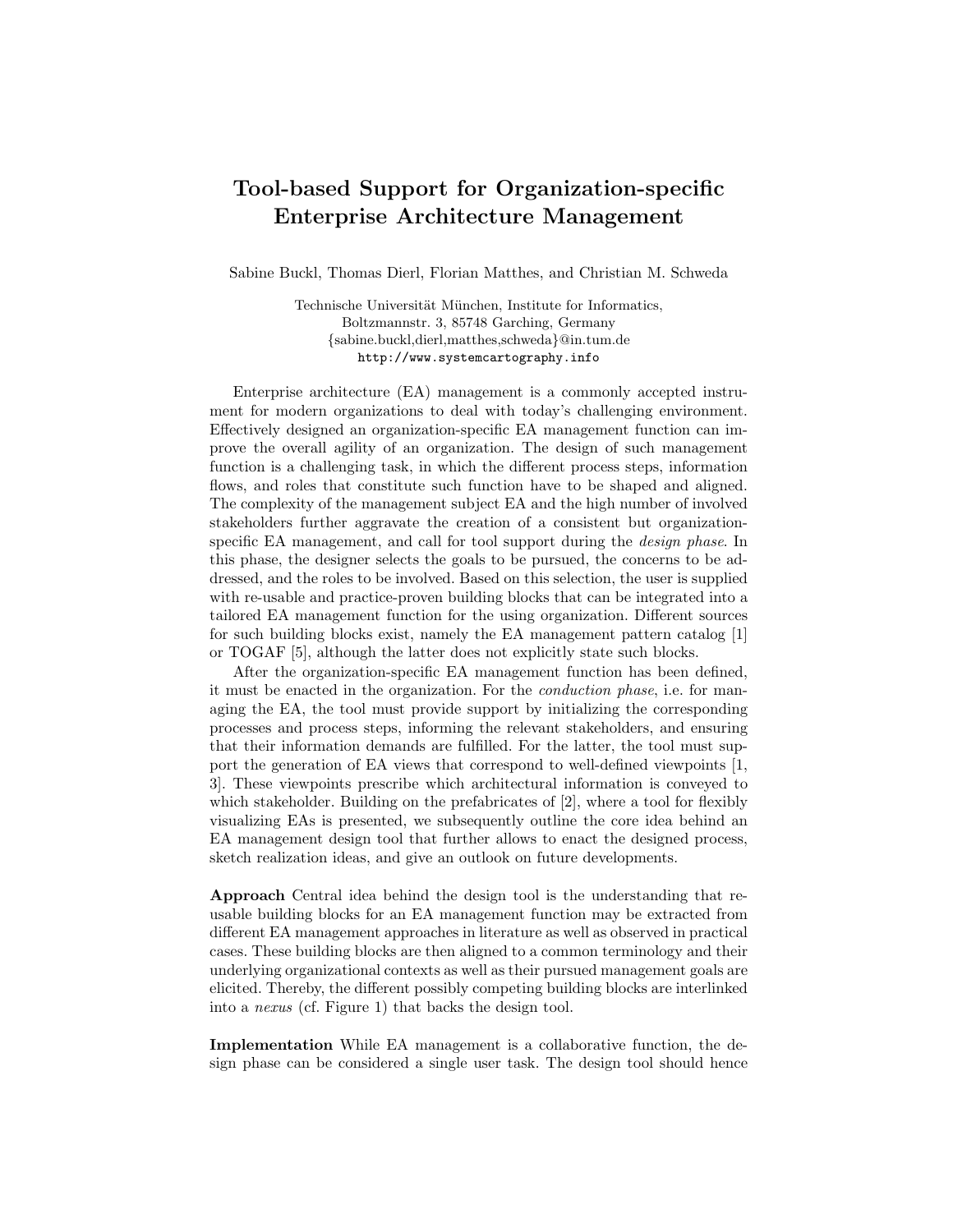# Tool-based Support for Organization-specific Enterprise Architecture Management

Sabine Buckl, Thomas Dierl, Florian Matthes, and Christian M. Schweda

Technische Universität München, Institute for Informatics,
Boltzmannstr. 3, 85748 Garching, Germany
{sabine.buckl,dierl,matthes,schweda}@in.tum.de
http://www.systemcartography.info

Enterprise architecture (EA) management is a commonly accepted instrument for modern organizations to deal with today's challenging environment. Effectively designed an organization-specific EA management function can improve the overall agility of an organization. The design of such management function is a challenging task, in which the different process steps, information flows, and roles that constitute such function have to be shaped and aligned. The complexity of the management subject EA and the high number of involved stakeholders further aggravate the creation of a consistent but organization-specific EA management, and call for tool support during the *design phase*. In this phase, the designer selects the goals to be pursued, the concerns to be addressed, and the roles to be involved. Based on this selection, the user is supplied with re-usable and practice-proven building blocks that can be integrated into a tailored EA management function for the using organization. Different sources for such building blocks exist, namely the EA management pattern catalog [1] or TOGAF [5], although the latter does not explicitly state such blocks.

After the organization-specific EA management function has been defined, it must be enacted in the organization. For the *conduction phase*, i.e. for managing the EA, the tool must provide support by initializing the corresponding processes and process steps, informing the relevant stakeholders, and ensuring that their information demands are fulfilled. For the latter, the tool must support the generation of EA views that correspond to well-defined viewpoints [1, 3]. These viewpoints prescribe which architectural information is conveyed to which stakeholder. Building on the prefabricates of [2], where a tool for flexibly visualizing EAs is presented, we subsequently outline the core idea behind an EA management design tool that further allows to enact the designed process, sketch realization ideas, and give an outlook on future developments.

**Approach** Central idea behind the design tool is the understanding that re-usable building blocks for an EA management function may be extracted from different EA management approaches in literature as well as observed in practical cases. These building blocks are then aligned to a common terminology and their underlying organizational contexts as well as their pursued management goals are elicited. Thereby, the different possibly competing building blocks are interlinked into a *nexus* (cf. Figure 1) that backs the design tool.

**Implementation** While EA management is a collaborative function, the design phase can be considered a single user task. The design tool should hence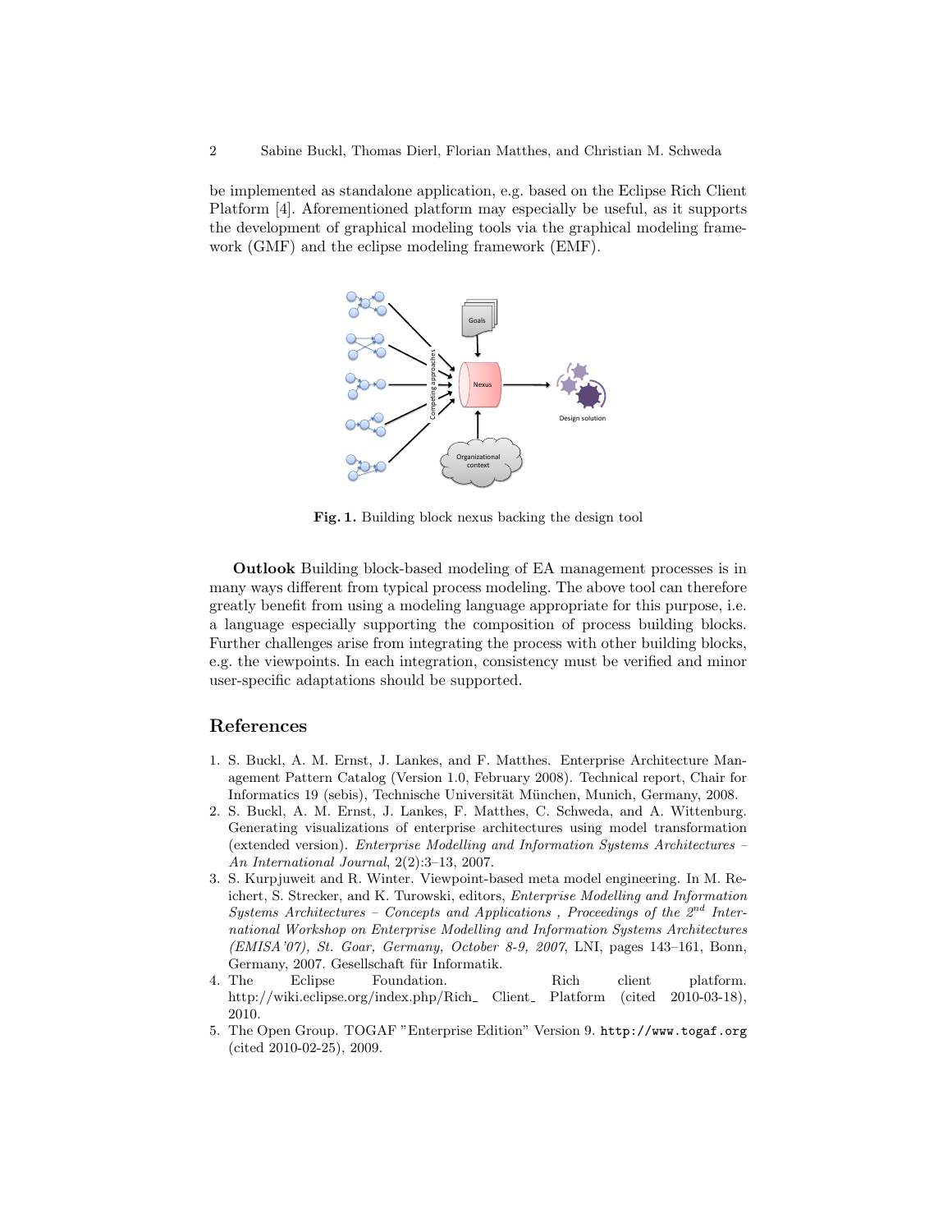be implemented as standalone application, e.g. based on the Eclipse Rich Client Platform [4]. Aforementioned platform may especially be useful, as it supports the development of graphical modeling tools via the graphical modeling framework (GMF) and the eclipse modeling framework (EMF).

Goals

Competing approaches

Nexus

Design solution

Organizational context

**Fig. 1.** Building block nexus backing the design tool

**Outlook** Building block-based modeling of EA management processes is in many ways different from typical process modeling. The above tool can therefore greatly benefit from using a modeling language appropriate for this purpose, i.e. a language especially supporting the composition of process building blocks. Further challenges arise from integrating the process with other building blocks, e.g. the viewpoints. In each integration, consistency must be verified and minor user-specific adaptations should be supported.

## References

1. S. Buckl, A. M. Ernst, J. Lankes, and F. Matthes. Enterprise Architecture Management Pattern Catalog (Version 1.0, February 2008). Technical report, Chair for Informatics 19 (sebis), Technische Universität München, Munich, Germany, 2008.
2. S. Buckl, A. M. Ernst, J. Lankes, F. Matthes, C. Schweda, and A. Wittenburg. Generating visualizations of enterprise architectures using model transformation (extended version). *Enterprise Modelling and Information Systems Architectures – An International Journal*, 2(2):3–13, 2007.
3. S. Kurpjuweit and R. Winter. Viewpoint-based meta model engineering. In M. Reichert, S. Strecker, and K. Turowski, editors, *Enterprise Modelling and Information Systems Architectures – Concepts and Applications , Proceedings of the 2nd International Workshop on Enterprise Modelling and Information Systems Architectures (EMISA'07), St. Goar, Germany, October 8-9, 2007*, LNI, pages 143–161, Bonn, Germany, 2007. Gesellschaft für Informatik.
4. The Eclipse Foundation. Rich client platform. http://wiki.eclipse.org/index.php/Rich_ Client_ Platform (cited 2010-03-18), 2010.
5. The Open Group. TOGAF "Enterprise Edition" Version 9. http://www.togaf.org (cited 2010-02-25), 2009.